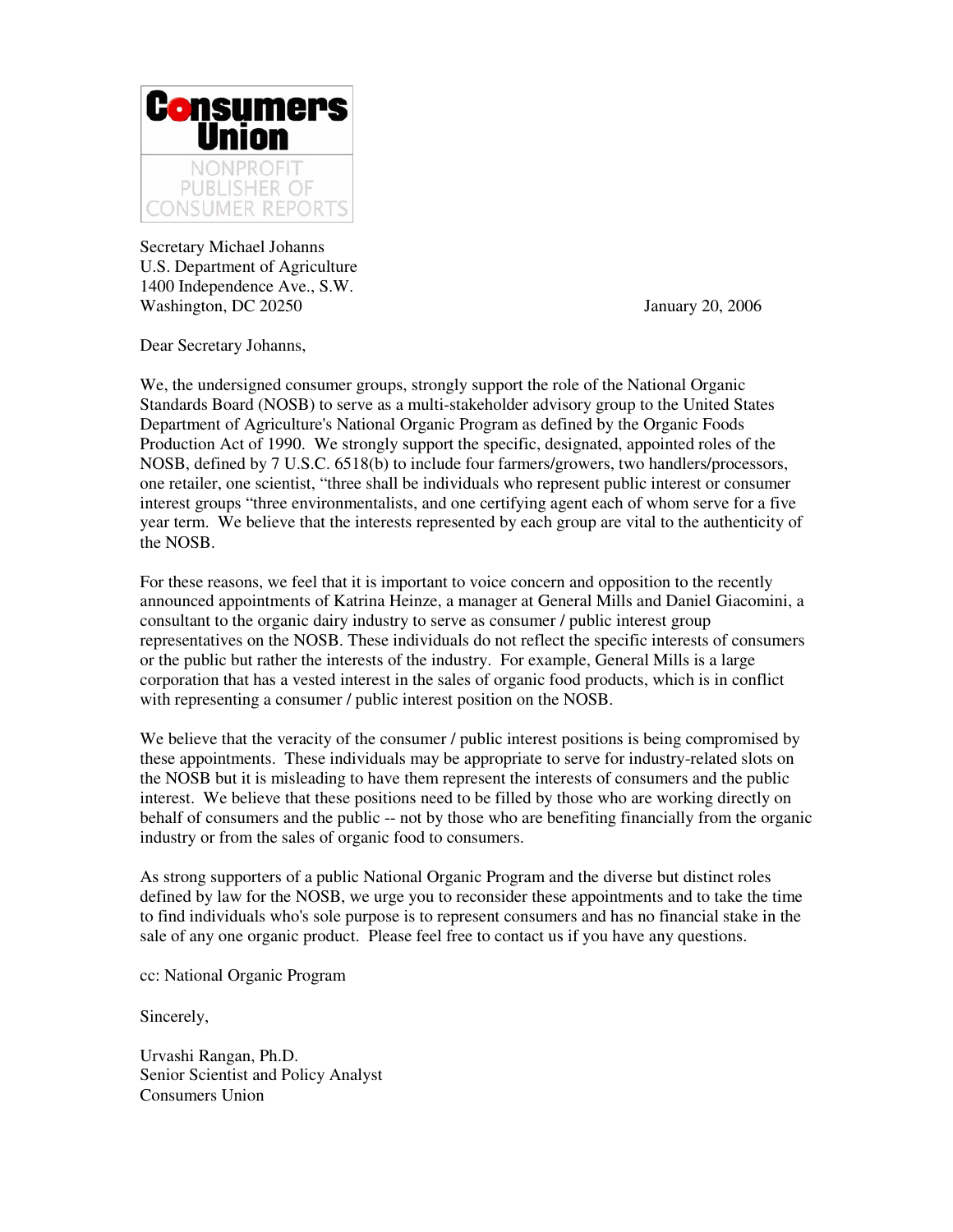**Consumers Union**

NONPROFIT PUBLISHER OF CONSUMER REPORTS

Secretary Michael Johanns
U.S. Department of Agriculture
1400 Independence Ave., S.W.
Washington, DC 20250

January 20, 2006

Dear Secretary Johanns,

We, the undersigned consumer groups, strongly support the role of the National Organic Standards Board (NOSB) to serve as a multi-stakeholder advisory group to the United States Department of Agriculture's National Organic Program as defined by the Organic Foods Production Act of 1990. We strongly support the specific, designated, appointed roles of the NOSB, defined by 7 U.S.C. 6518(b) to include four farmers/growers, two handlers/processors, one retailer, one scientist, "three shall be individuals who represent public interest or consumer interest groups "three environmentalists, and one certifying agent each of whom serve for a five year term. We believe that the interests represented by each group are vital to the authenticity of the NOSB.

For these reasons, we feel that it is important to voice concern and opposition to the recently announced appointments of Katrina Heinze, a manager at General Mills and Daniel Giacomini, a consultant to the organic dairy industry to serve as consumer / public interest group representatives on the NOSB. These individuals do not reflect the specific interests of consumers or the public but rather the interests of the industry. For example, General Mills is a large corporation that has a vested interest in the sales of organic food products, which is in conflict with representing a consumer / public interest position on the NOSB.

We believe that the veracity of the consumer / public interest positions is being compromised by these appointments. These individuals may be appropriate to serve for industry-related slots on the NOSB but it is misleading to have them represent the interests of consumers and the public interest. We believe that these positions need to be filled by those who are working directly on behalf of consumers and the public -- not by those who are benefiting financially from the organic industry or from the sales of organic food to consumers.

As strong supporters of a public National Organic Program and the diverse but distinct roles defined by law for the NOSB, we urge you to reconsider these appointments and to take the time to find individuals who's sole purpose is to represent consumers and has no financial stake in the sale of any one organic product. Please feel free to contact us if you have any questions.

cc: National Organic Program

Sincerely,

Urvashi Rangan, Ph.D.
Senior Scientist and Policy Analyst
Consumers Union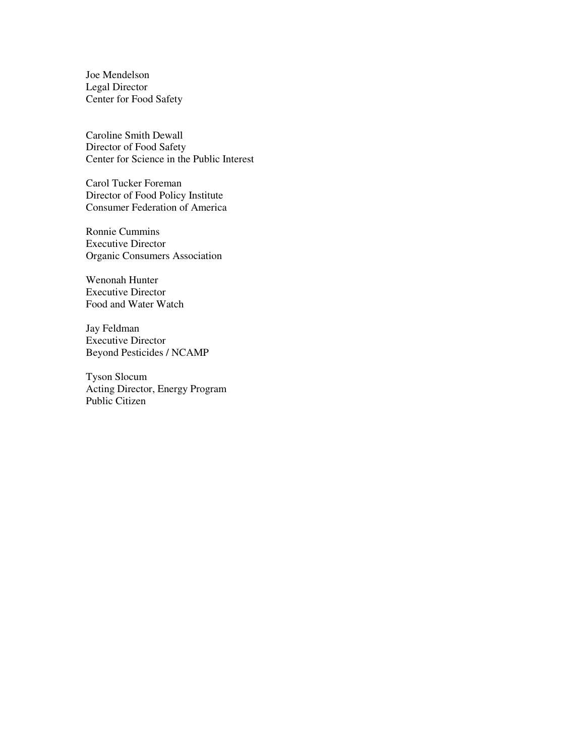Joe Mendelson  
Legal Director  
Center for Food Safety

Caroline Smith Dewall  
Director of Food Safety  
Center for Science in the Public Interest

Carol Tucker Foreman  
Director of Food Policy Institute  
Consumer Federation of America

Ronnie Cummins  
Executive Director  
Organic Consumers Association

Wenonah Hunter  
Executive Director  
Food and Water Watch

Jay Feldman  
Executive Director  
Beyond Pesticides / NCAMP

Tyson Slocum  
Acting Director, Energy Program  
Public Citizen